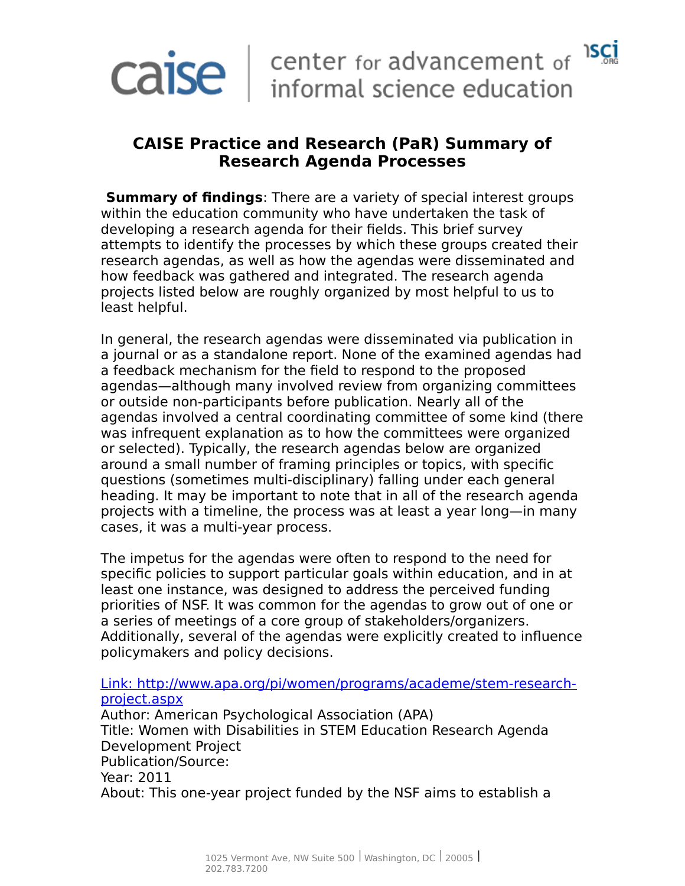# CAISE Practice and Research (PaR) Summary of Research Agenda Processes

**Summary of findings**: There are a variety of special interest groups within the education community who have undertaken the task of developing a research agenda for their fields. This brief survey attempts to identify the processes by which these groups created their research agendas, as well as how the agendas were disseminated and how feedback was gathered and integrated. The research agenda projects listed below are roughly organized by most helpful to us to least helpful.

In general, the research agendas were disseminated via publication in a journal or as a standalone report. None of the examined agendas had a feedback mechanism for the field to respond to the proposed agendas—although many involved review from organizing committees or outside non-participants before publication. Nearly all of the agendas involved a central coordinating committee of some kind (there was infrequent explanation as to how the committees were organized or selected). Typically, the research agendas below are organized around a small number of framing principles or topics, with specific questions (sometimes multi-disciplinary) falling under each general heading. It may be important to note that in all of the research agenda projects with a timeline, the process was at least a year long—in many cases, it was a multi-year process.

The impetus for the agendas were often to respond to the need for specific policies to support particular goals within education, and in at least one instance, was designed to address the perceived funding priorities of NSF. It was common for the agendas to grow out of one or a series of meetings of a core group of stakeholders/organizers. Additionally, several of the agendas were explicitly created to influence policymakers and policy decisions.

[Link: http://www.apa.org/pi/women/programs/academe/stem-research-project.aspx](http://www.apa.org/pi/women/programs/academe/stem-research-project.aspx)
Author: American Psychological Association (APA)
Title: Women with Disabilities in STEM Education Research Agenda Development Project
Publication/Source:
Year: 2011
About: This one-year project funded by the NSF aims to establish a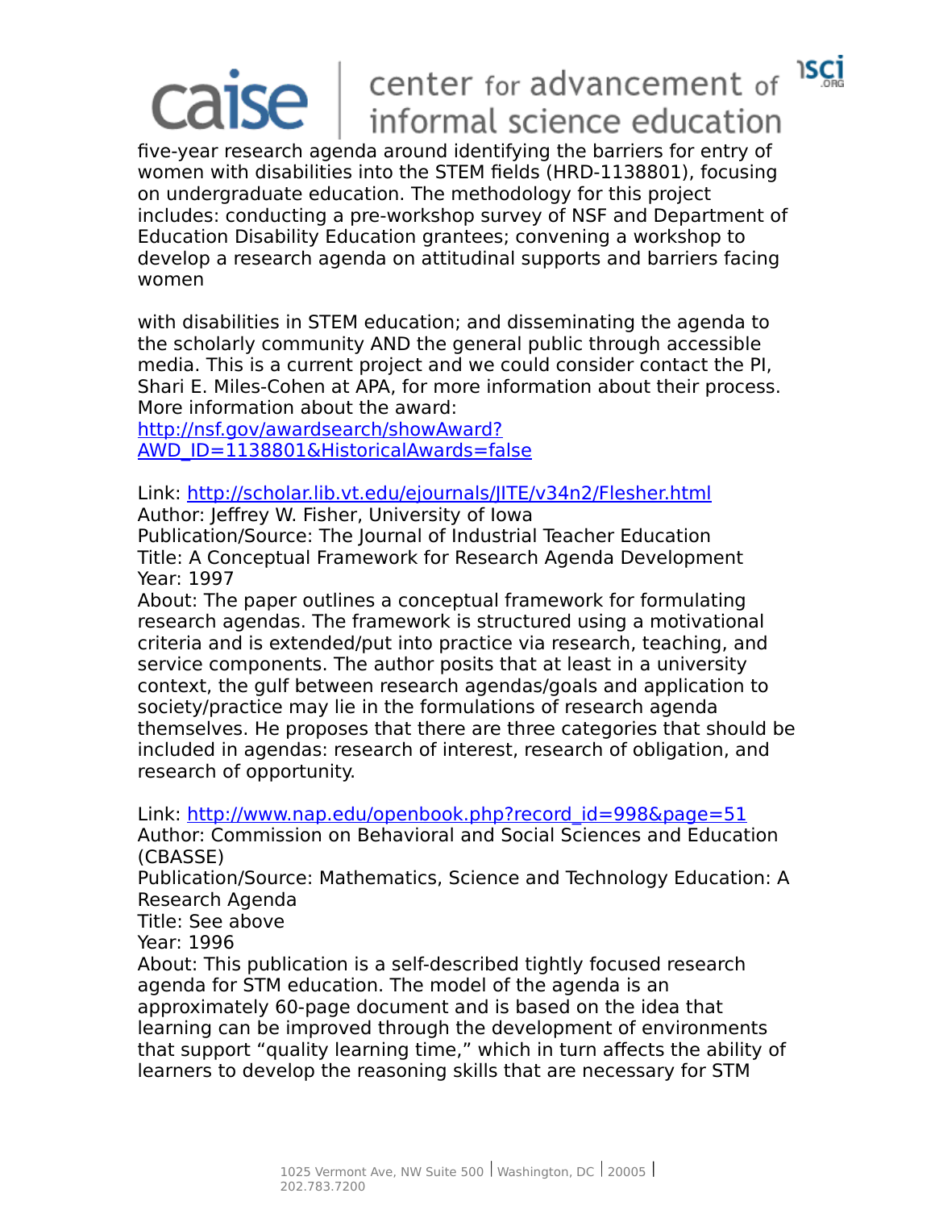five-year research agenda around identifying the barriers for entry of women with disabilities into the STEM fields (HRD-1138801), focusing on undergraduate education. The methodology for this project includes: conducting a pre-workshop survey of NSF and Department of Education Disability Education grantees; convening a workshop to develop a research agenda on attitudinal supports and barriers facing women

with disabilities in STEM education; and disseminating the agenda to the scholarly community AND the general public through accessible media. This is a current project and we could consider contact the PI, Shari E. Miles-Cohen at APA, for more information about their process. More information about the award: [http://nsf.gov/awardsearch/showAward?AWD_ID=1138801&HistoricalAwards=false](http://nsf.gov/awardsearch/showAward?AWD_ID=1138801&HistoricalAwards=false)

Link: [http://scholar.lib.vt.edu/ejournals/JITE/v34n2/Flesher.html](http://scholar.lib.vt.edu/ejournals/JITE/v34n2/Flesher.html)
Author: Jeffrey W. Fisher, University of Iowa
Publication/Source: The Journal of Industrial Teacher Education
Title: A Conceptual Framework for Research Agenda Development
Year: 1997
About: The paper outlines a conceptual framework for formulating research agendas. The framework is structured using a motivational criteria and is extended/put into practice via research, teaching, and service components. The author posits that at least in a university context, the gulf between research agendas/goals and application to society/practice may lie in the formulations of research agenda themselves. He proposes that there are three categories that should be included in agendas: research of interest, research of obligation, and research of opportunity.

Link: [http://www.nap.edu/openbook.php?record_id=998&page=51](http://www.nap.edu/openbook.php?record_id=998&page=51)
Author: Commission on Behavioral and Social Sciences and Education (CBASSE)
Publication/Source: Mathematics, Science and Technology Education: A Research Agenda
Title: See above
Year: 1996
About: This publication is a self-described tightly focused research agenda for STM education. The model of the agenda is an approximately 60-page document and is based on the idea that learning can be improved through the development of environments that support "quality learning time," which in turn affects the ability of learners to develop the reasoning skills that are necessary for STM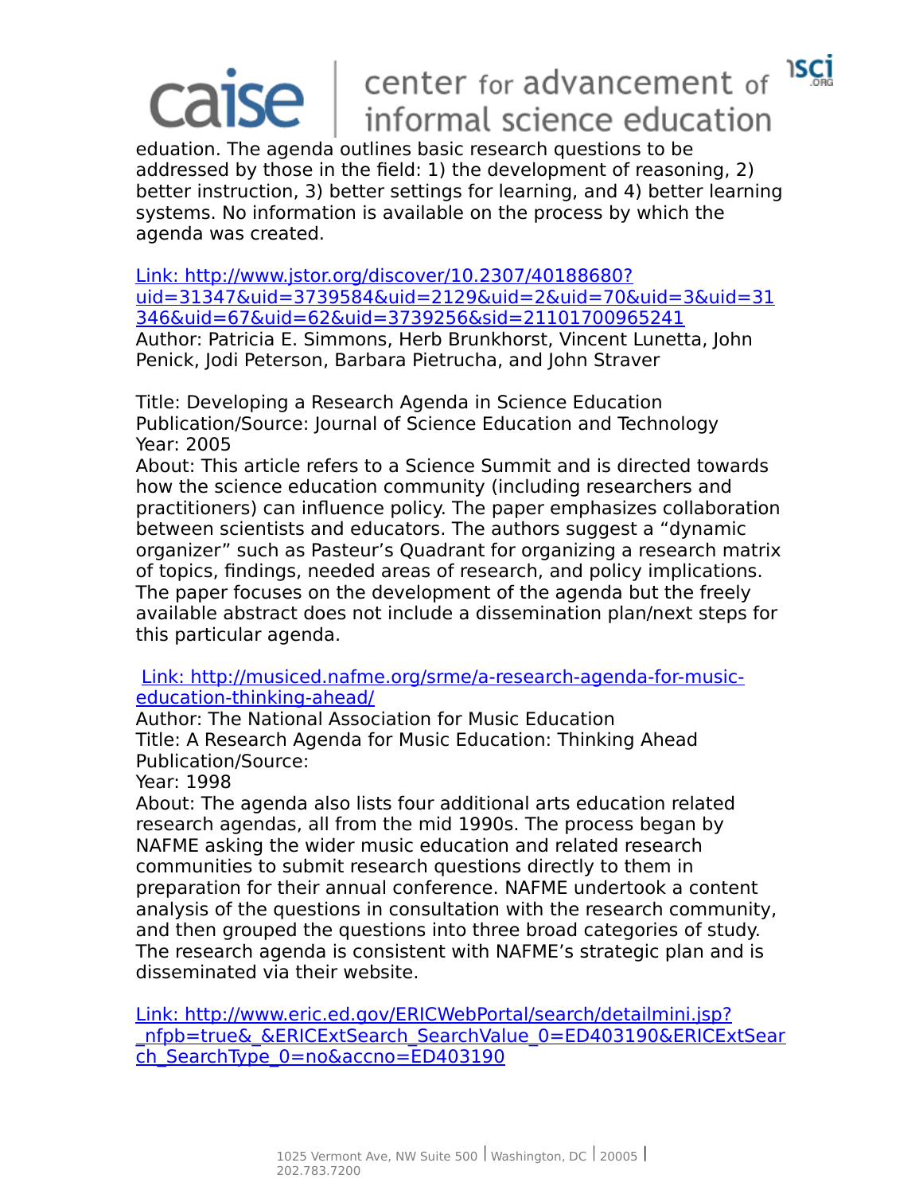eduation. The agenda outlines basic research questions to be addressed by those in the field: 1) the development of reasoning, 2) better instruction, 3) better settings for learning, and 4) better learning systems. No information is available on the process by which the agenda was created.

[Link: http://www.jstor.org/discover/10.2307/40188680?uid=31347&uid=3739584&uid=2129&uid=2&uid=70&uid=3&uid=31346&uid=67&uid=62&uid=3739256&sid=21101700965241](http://www.jstor.org/discover/10.2307/40188680?uid=31347&uid=3739584&uid=2129&uid=2&uid=70&uid=3&uid=31346&uid=67&uid=62&uid=3739256&sid=21101700965241)
Author: Patricia E. Simmons, Herb Brunkhorst, Vincent Lunetta, John Penick, Jodi Peterson, Barbara Pietrucha, and John Straver

Title: Developing a Research Agenda in Science Education
Publication/Source: Journal of Science Education and Technology
Year: 2005
About: This article refers to a Science Summit and is directed towards how the science education community (including researchers and practitioners) can influence policy. The paper emphasizes collaboration between scientists and educators. The authors suggest a "dynamic organizer" such as Pasteur's Quadrant for organizing a research matrix of topics, findings, needed areas of research, and policy implications. The paper focuses on the development of the agenda but the freely available abstract does not include a dissemination plan/next steps for this particular agenda.

[Link: http://musiced.nafme.org/srme/a-research-agenda-for-music-education-thinking-ahead/](http://musiced.nafme.org/srme/a-research-agenda-for-music-education-thinking-ahead/)
Author: The National Association for Music Education
Title: A Research Agenda for Music Education: Thinking Ahead
Publication/Source:
Year: 1998
About: The agenda also lists four additional arts education related research agendas, all from the mid 1990s. The process began by NAFME asking the wider music education and related research communities to submit research questions directly to them in preparation for their annual conference. NAFME undertook a content analysis of the questions in consultation with the research community, and then grouped the questions into three broad categories of study. The research agenda is consistent with NAFME's strategic plan and is disseminated via their website.

[Link: http://www.eric.ed.gov/ERICWebPortal/search/detailmini.jsp?_nfpb=true&_&ERICExtSearch_SearchValue_0=ED403190&ERICExtSearch_SearchType_0=no&accno=ED403190](http://www.eric.ed.gov/ERICWebPortal/search/detailmini.jsp?_nfpb=true&_&ERICExtSearch_SearchValue_0=ED403190&ERICExtSearch_SearchType_0=no&accno=ED403190)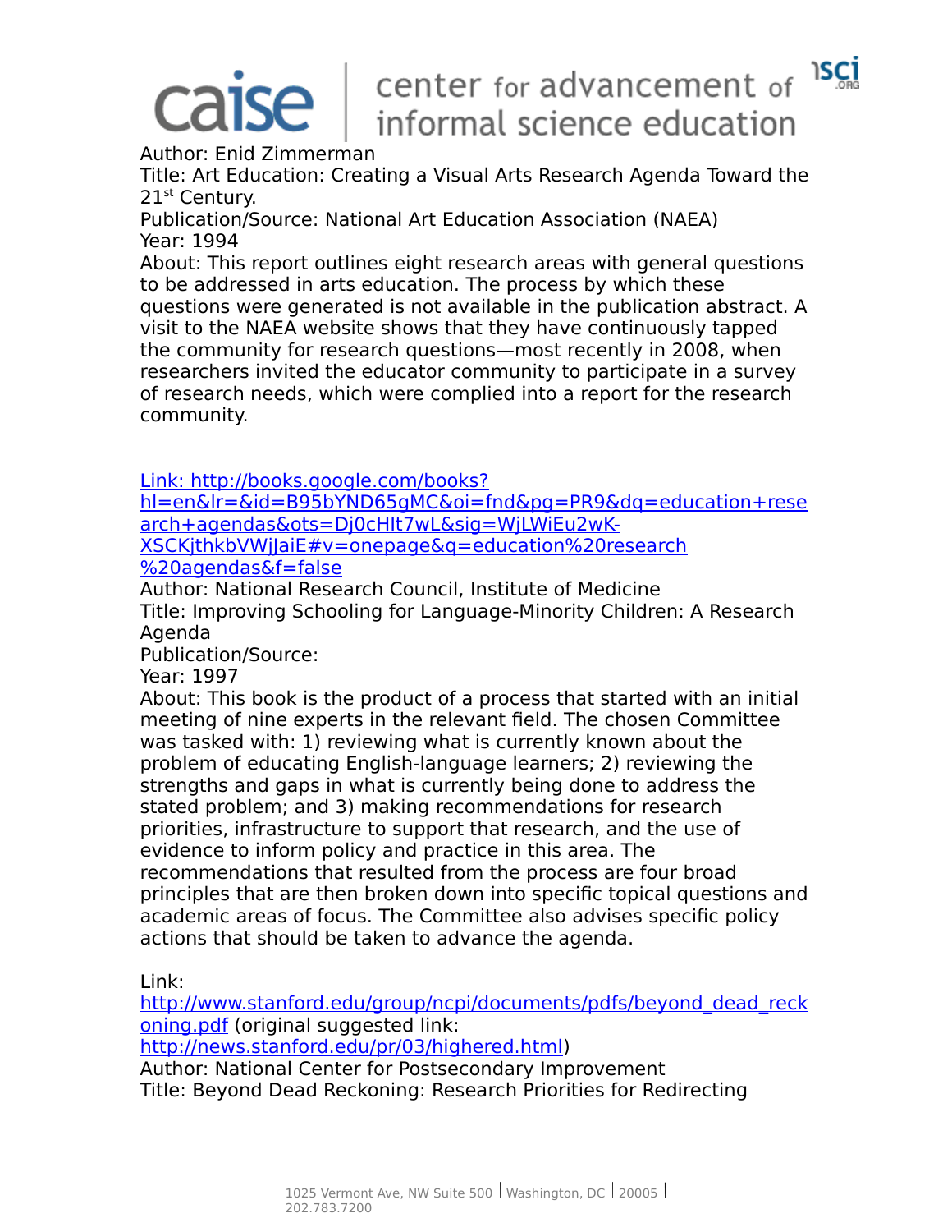Author: Enid Zimmerman

Title: Art Education: Creating a Visual Arts Research Agenda Toward the 21st Century.

Publication/Source: National Art Education Association (NAEA)

Year: 1994

About: This report outlines eight research areas with general questions to be addressed in arts education. The process by which these questions were generated is not available in the publication abstract. A visit to the NAEA website shows that they have continuously tapped the community for research questions—most recently in 2008, when researchers invited the educator community to participate in a survey of research needs, which were complied into a report for the research community.

[Link: http://books.google.com/books?hl=en&lr=&id=B95bYND65gMC&oi=fnd&pg=PR9&dq=education+research+agendas&ots=Dj0cHlt7wL&sig=WjLWiEu2wK-XSCKjthkbVWjJaiE#v=onepage&q=education%20research%20agendas&f=false](http://books.google.com/books?hl=en&lr=&id=B95bYND65gMC&oi=fnd&pg=PR9&dq=education+research+agendas&ots=Dj0cHlt7wL&sig=WjLWiEu2wK-XSCKjthkbVWjJaiE#v=onepage&q=education%20research%20agendas&f=false)

Author: National Research Council, Institute of Medicine

Title: Improving Schooling for Language-Minority Children: A Research Agenda

Publication/Source:

Year: 1997

About: This book is the product of a process that started with an initial meeting of nine experts in the relevant field. The chosen Committee was tasked with: 1) reviewing what is currently known about the problem of educating English-language learners; 2) reviewing the strengths and gaps in what is currently being done to address the stated problem; and 3) making recommendations for research priorities, infrastructure to support that research, and the use of evidence to inform policy and practice in this area. The recommendations that resulted from the process are four broad principles that are then broken down into specific topical questions and academic areas of focus. The Committee also advises specific policy actions that should be taken to advance the agenda.

Link: [http://www.stanford.edu/group/ncpi/documents/pdfs/beyond_dead_reckoning.pdf](http://www.stanford.edu/group/ncpi/documents/pdfs/beyond_dead_reckoning.pdf) (original suggested link: [http://news.stanford.edu/pr/03/highered.html](http://news.stanford.edu/pr/03/highered.html))

Author: National Center for Postsecondary Improvement

Title: Beyond Dead Reckoning: Research Priorities for Redirecting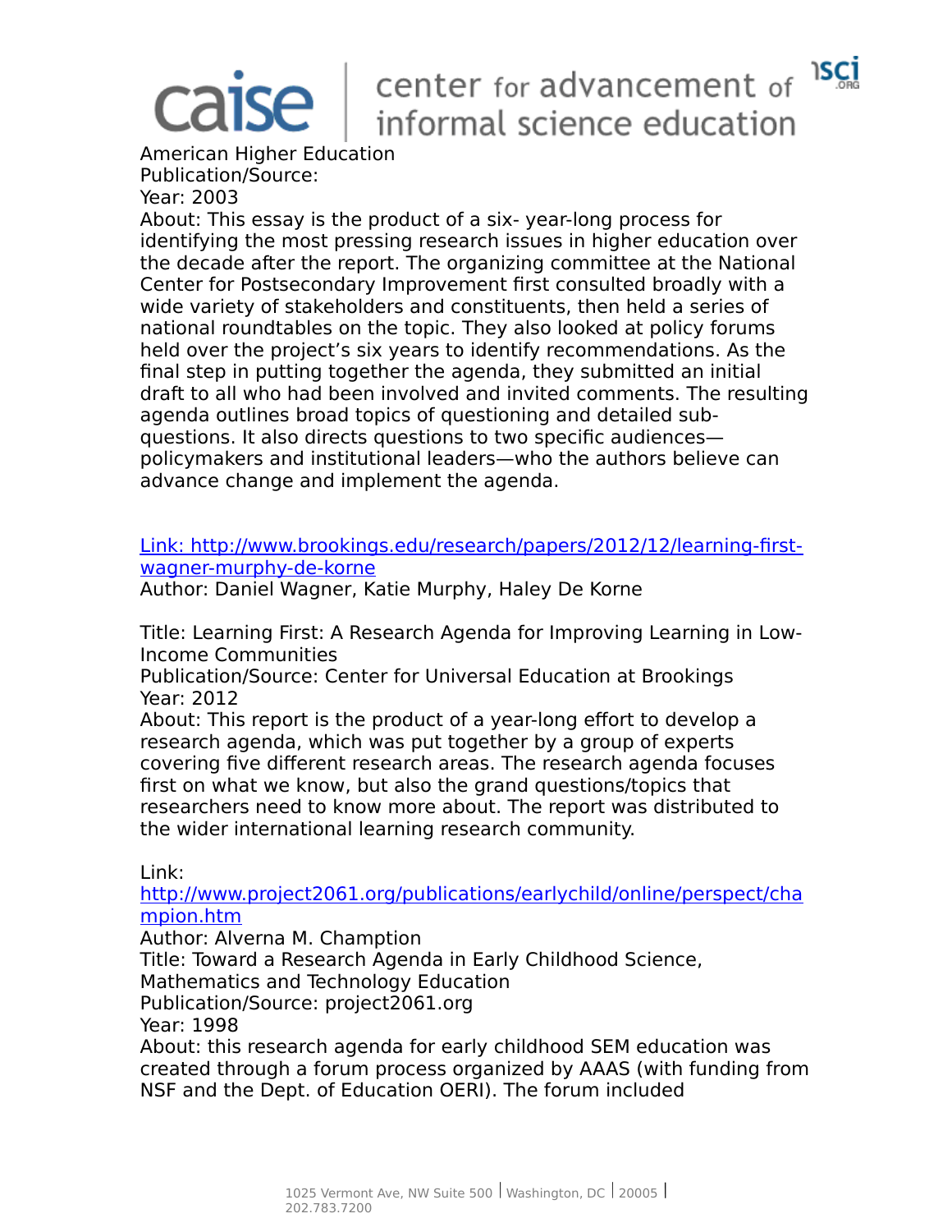American Higher Education
Publication/Source:
Year: 2003
About: This essay is the product of a six- year-long process for identifying the most pressing research issues in higher education over the decade after the report. The organizing committee at the National Center for Postsecondary Improvement first consulted broadly with a wide variety of stakeholders and constituents, then held a series of national roundtables on the topic. They also looked at policy forums held over the project's six years to identify recommendations. As the final step in putting together the agenda, they submitted an initial draft to all who had been involved and invited comments. The resulting agenda outlines broad topics of questioning and detailed sub-questions. It also directs questions to two specific audiences—policymakers and institutional leaders—who the authors believe can advance change and implement the agenda.

Link: http://www.brookings.edu/research/papers/2012/12/learning-first-wagner-murphy-de-korne
Author: Daniel Wagner, Katie Murphy, Haley De Korne

Title: Learning First: A Research Agenda for Improving Learning in Low-Income Communities
Publication/Source: Center for Universal Education at Brookings
Year: 2012
About: This report is the product of a year-long effort to develop a research agenda, which was put together by a group of experts covering five different research areas. The research agenda focuses first on what we know, but also the grand questions/topics that researchers need to know more about. The report was distributed to the wider international learning research community.

Link:
http://www.project2061.org/publications/earlychild/online/perspect/champion.htm
Author: Alverna M. Chamption
Title: Toward a Research Agenda in Early Childhood Science, Mathematics and Technology Education
Publication/Source: project2061.org
Year: 1998
About: this research agenda for early childhood SEM education was created through a forum process organized by AAAS (with funding from NSF and the Dept. of Education OERI). The forum included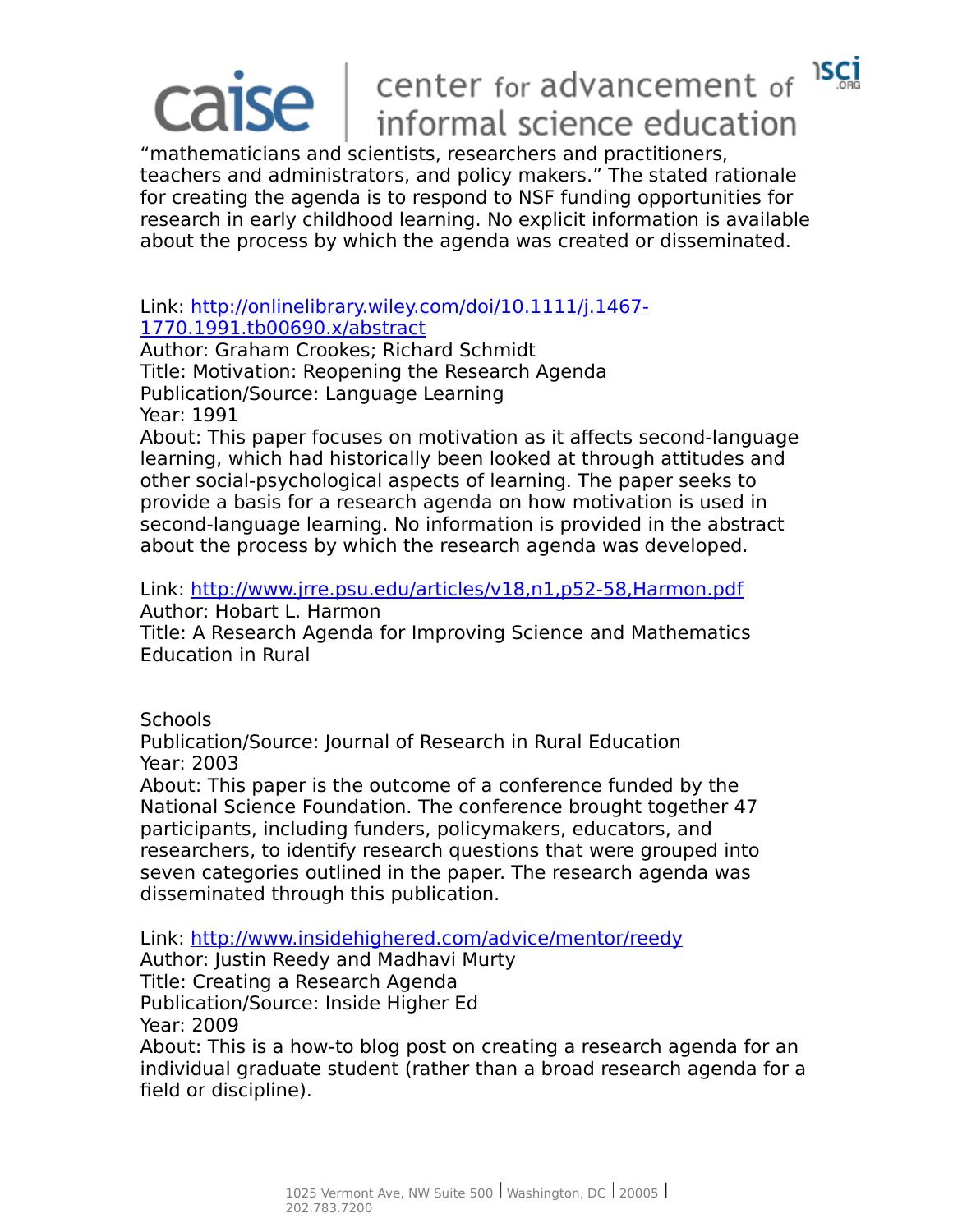"mathematicians and scientists, researchers and practitioners, teachers and administrators, and policy makers." The stated rationale for creating the agenda is to respond to NSF funding opportunities for research in early childhood learning. No explicit information is available about the process by which the agenda was created or disseminated.

Link: [http://onlinelibrary.wiley.com/doi/10.1111/j.1467-1770.1991.tb00690.x/abstract](http://onlinelibrary.wiley.com/doi/10.1111/j.1467-1770.1991.tb00690.x/abstract)
Author: Graham Crookes; Richard Schmidt
Title: Motivation: Reopening the Research Agenda
Publication/Source: Language Learning
Year: 1991
About: This paper focuses on motivation as it affects second-language learning, which had historically been looked at through attitudes and other social-psychological aspects of learning. The paper seeks to provide a basis for a research agenda on how motivation is used in second-language learning. No information is provided in the abstract about the process by which the research agenda was developed.

Link: [http://www.jrre.psu.edu/articles/v18,n1,p52-58,Harmon.pdf](http://www.jrre.psu.edu/articles/v18,n1,p52-58,Harmon.pdf)
Author: Hobart L. Harmon
Title: A Research Agenda for Improving Science and Mathematics Education in Rural Schools
Publication/Source: Journal of Research in Rural Education
Year: 2003
About: This paper is the outcome of a conference funded by the National Science Foundation. The conference brought together 47 participants, including funders, policymakers, educators, and researchers, to identify research questions that were grouped into seven categories outlined in the paper. The research agenda was disseminated through this publication.

Link: [http://www.insidehighered.com/advice/mentor/reedy](http://www.insidehighered.com/advice/mentor/reedy)
Author: Justin Reedy and Madhavi Murty
Title: Creating a Research Agenda
Publication/Source: Inside Higher Ed
Year: 2009
About: This is a how-to blog post on creating a research agenda for an individual graduate student (rather than a broad research agenda for a field or discipline).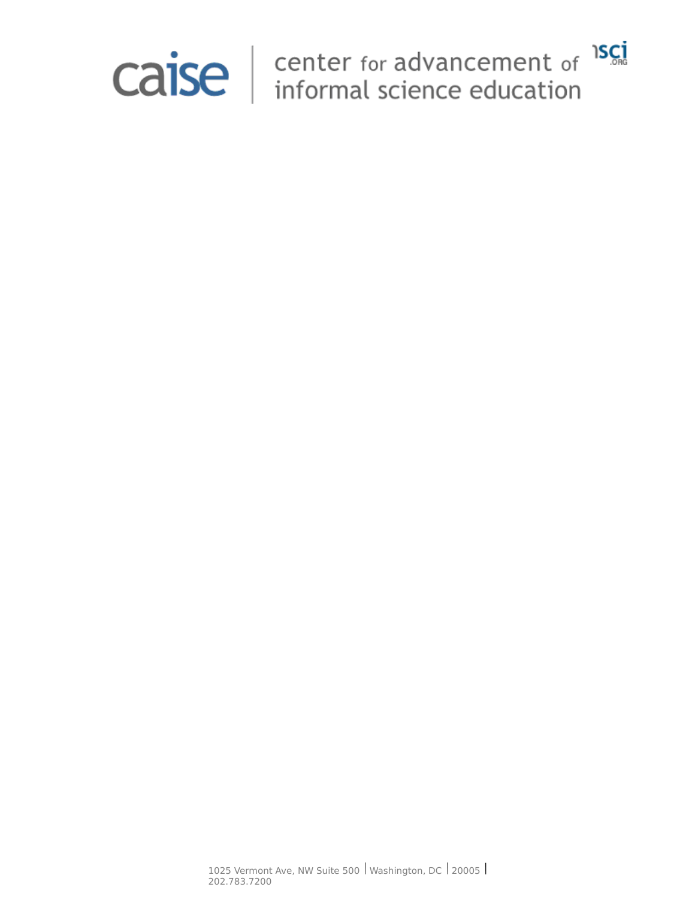caise | center for advancement of informal science education

1025 Vermont Ave, NW Suite 500 | Washington, DC | 20005 | 202.783.7200